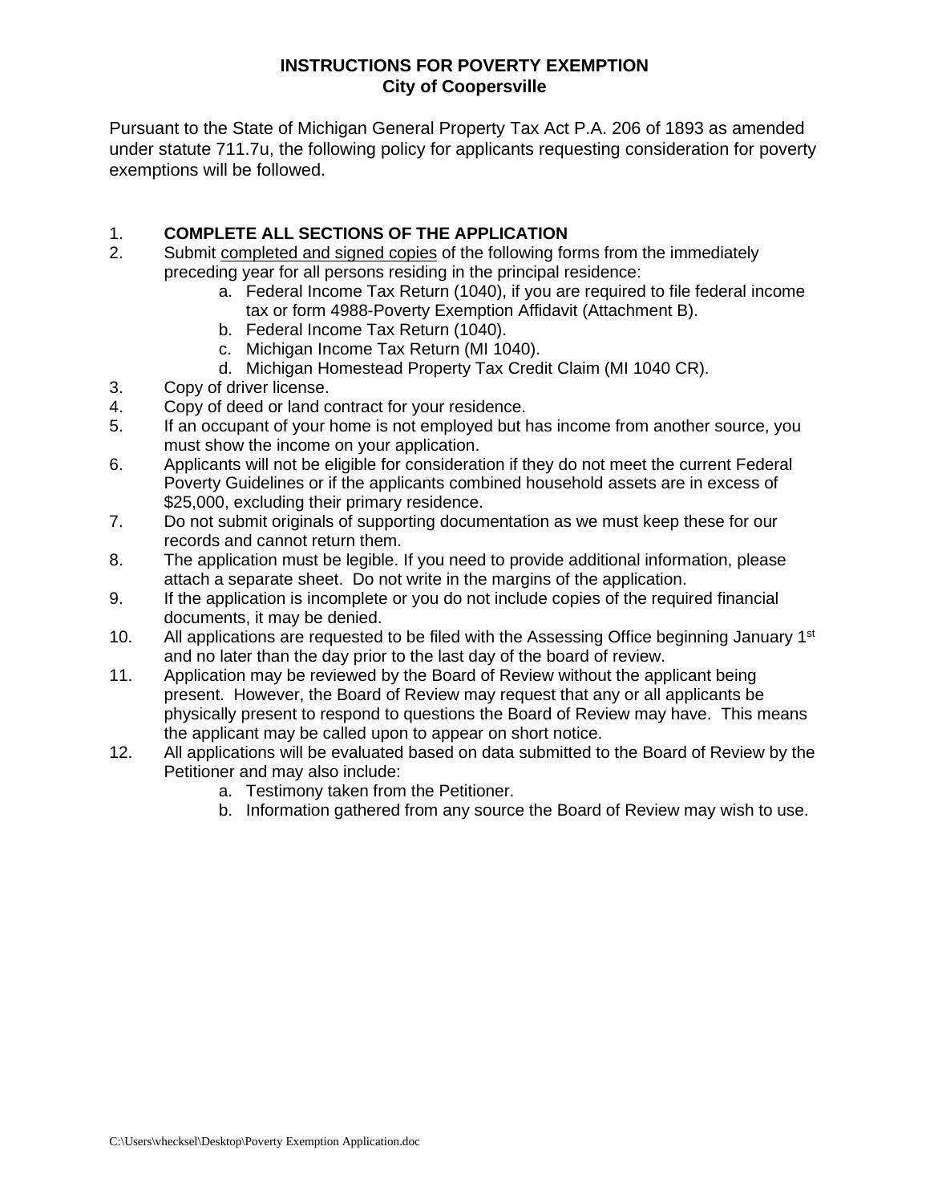# INSTRUCTIONS FOR POVERTY EXEMPTION
## City of Coopersville

Pursuant to the State of Michigan General Property Tax Act P.A. 206 of 1893 as amended under statute 711.7u, the following policy for applicants requesting consideration for poverty exemptions will be followed.

1. **COMPLETE ALL SECTIONS OF THE APPLICATION**
2. Submit completed and signed copies of the following forms from the immediately preceding year for all persons residing in the principal residence:
   a. Federal Income Tax Return (1040), if you are required to file federal income tax or form 4988-Poverty Exemption Affidavit (Attachment B).
   b. Federal Income Tax Return (1040).
   c. Michigan Income Tax Return (MI 1040).
   d. Michigan Homestead Property Tax Credit Claim (MI 1040 CR).
3. Copy of driver license.
4. Copy of deed or land contract for your residence.
5. If an occupant of your home is not employed but has income from another source, you must show the income on your application.
6. Applicants will not be eligible for consideration if they do not meet the current Federal Poverty Guidelines or if the applicants combined household assets are in excess of $25,000, excluding their primary residence.
7. Do not submit originals of supporting documentation as we must keep these for our records and cannot return them.
8. The application must be legible. If you need to provide additional information, please attach a separate sheet. Do not write in the margins of the application.
9. If the application is incomplete or you do not include copies of the required financial documents, it may be denied.
10. All applications are requested to be filed with the Assessing Office beginning January 1st and no later than the day prior to the last day of the board of review.
11. Application may be reviewed by the Board of Review without the applicant being present. However, the Board of Review may request that any or all applicants be physically present to respond to questions the Board of Review may have. This means the applicant may be called upon to appear on short notice.
12. All applications will be evaluated based on data submitted to the Board of Review by the Petitioner and may also include:
    a. Testimony taken from the Petitioner.
    b. Information gathered from any source the Board of Review may wish to use.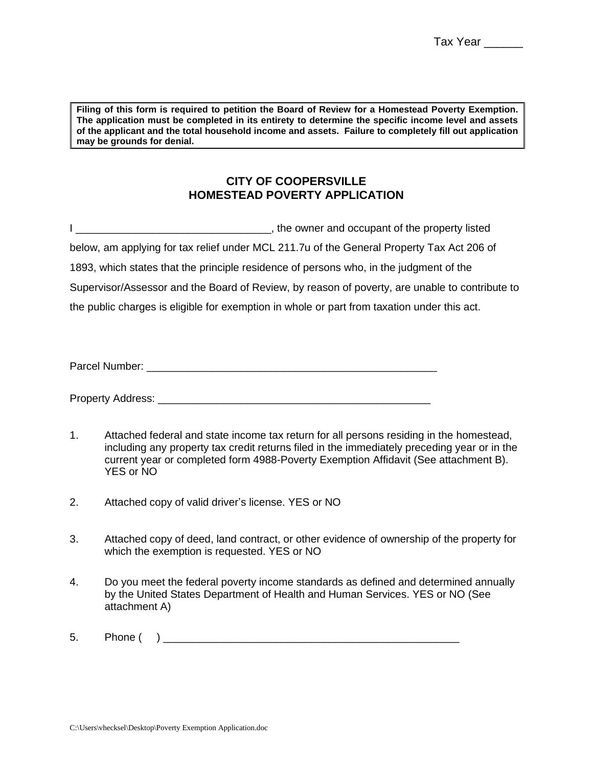Tax Year ______

**Filing of this form is required to petition the Board of Review for a Homestead Poverty Exemption. The application must be completed in its entirety to determine the specific income level and assets of the applicant and the total household income and assets. Failure to completely fill out application may be grounds for denial.**

## CITY OF COOPERSVILLE
## HOMESTEAD POVERTY APPLICATION

I _________________________________, the owner and occupant of the property listed below, am applying for tax relief under MCL 211.7u of the General Property Tax Act 206 of 1893, which states that the principle residence of persons who, in the judgment of the Supervisor/Assessor and the Board of Review, by reason of poverty, are unable to contribute to the public charges is eligible for exemption in whole or part from taxation under this act.

Parcel Number: ___________________________________________________

Property Address: ________________________________________________

1. Attached federal and state income tax return for all persons residing in the homestead, including any property tax credit returns filed in the immediately preceding year or in the current year or completed form 4988-Poverty Exemption Affidavit (See attachment B). YES or NO

2. Attached copy of valid driver's license. YES or NO

3. Attached copy of deed, land contract, or other evidence of ownership of the property for which the exemption is requested. YES or NO

4. Do you meet the federal poverty income standards as defined and determined annually by the United States Department of Health and Human Services. YES or NO (See attachment A)

5. Phone (     ) ____________________________________________________

C:\Users\vhecksel\Desktop\Poverty Exemption Application.doc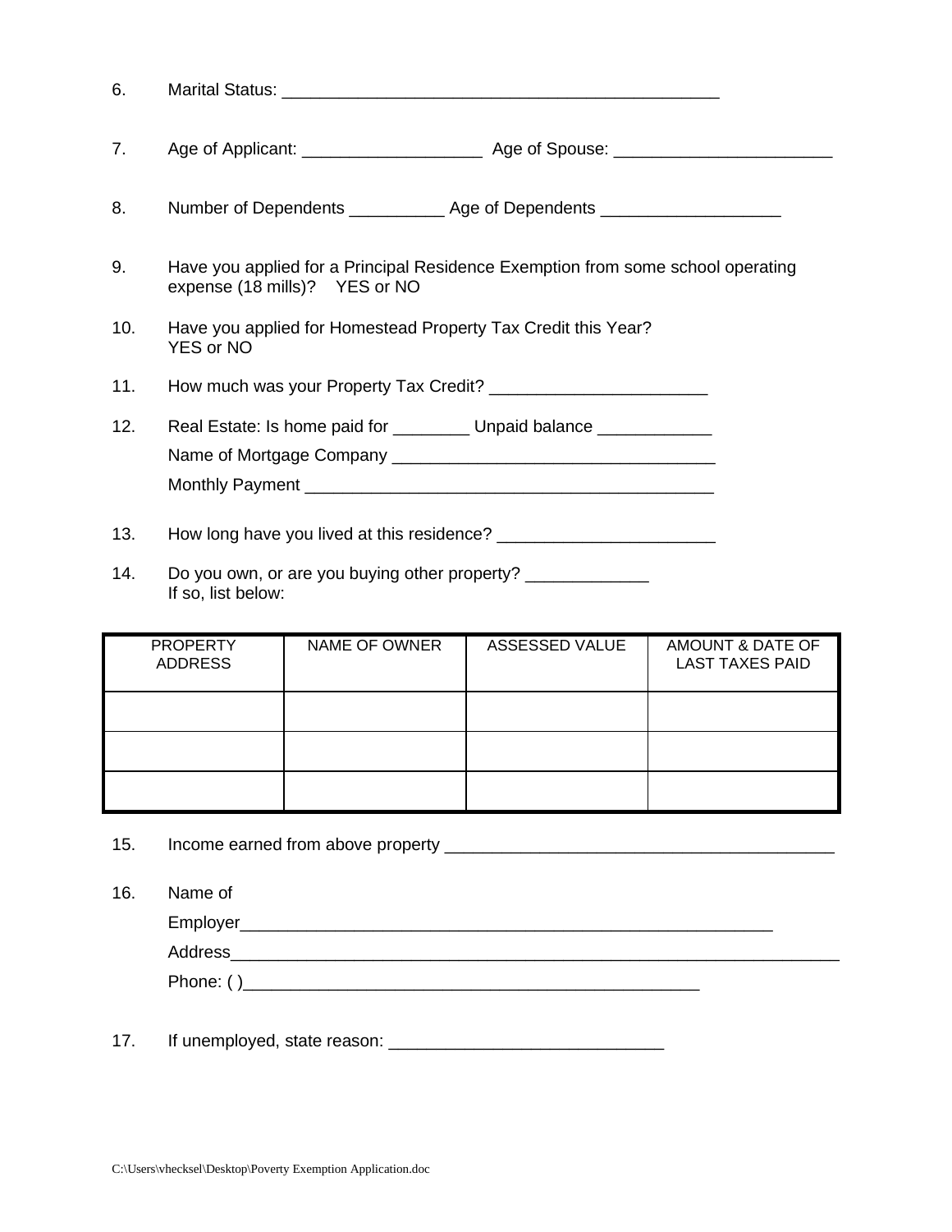6. Marital Status: _______________________________________________

7. Age of Applicant: ___________________ Age of Spouse: _______________________

8. Number of Dependents __________ Age of Dependents ___________________

9. Have you applied for a Principal Residence Exemption from some school operating expense (18 mills)? YES or NO

10. Have you applied for Homestead Property Tax Credit this Year? YES or NO

11. How much was your Property Tax Credit? _______________________

12. Real Estate: Is home paid for ________ Unpaid balance ____________
    Name of Mortgage Company __________________________________
    Monthly Payment ___________________________________________

13. How long have you lived at this residence? _______________________

14. Do you own, or are you buying other property? _____________
    If so, list below:

| PROPERTY ADDRESS | NAME OF OWNER | ASSESSED VALUE | AMOUNT & DATE OF LAST TAXES PAID |
|---|---|---|---|
| | | | |
| | | | |
| | | | |

15. Income earned from above property _________________________________________

16. Name of
    Employer__________________________________________________________
    Address_________________________________________________________________
    Phone: ( )________________________________________________

17. If unemployed, state reason: _____________________________

C:\Users\vhecksel\Desktop\Poverty Exemption Application.doc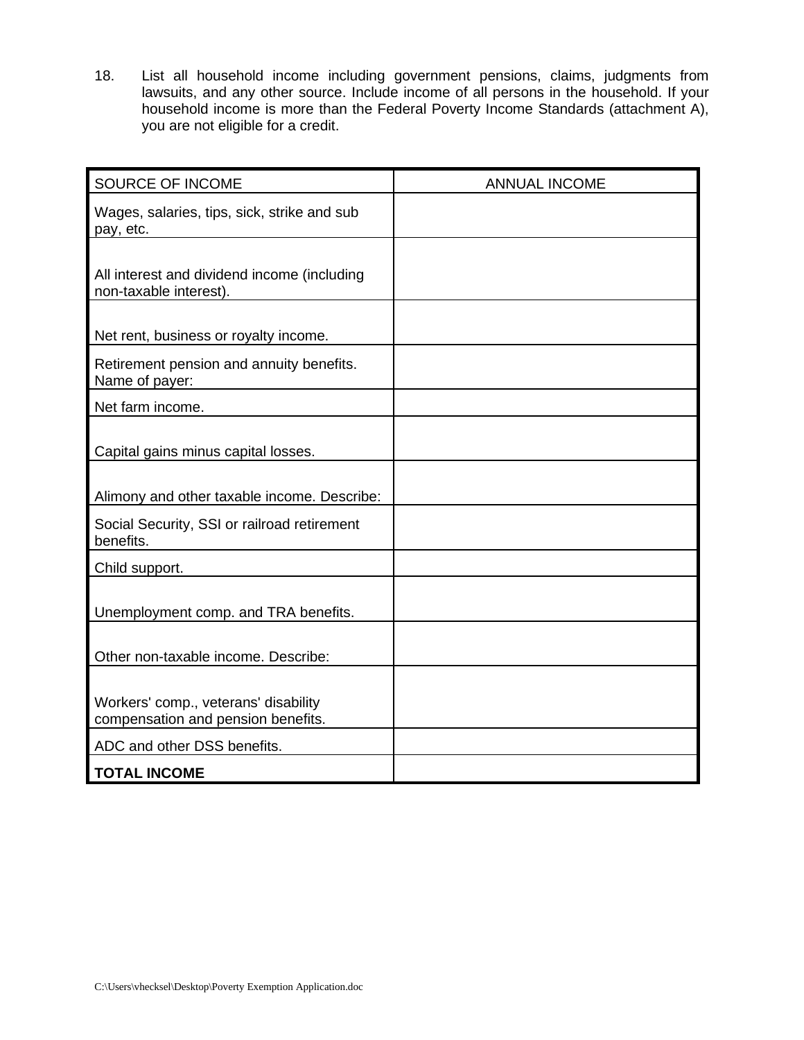18. List all household income including government pensions, claims, judgments from lawsuits, and any other source. Include income of all persons in the household. If your household income is more than the Federal Poverty Income Standards (attachment A), you are not eligible for a credit.

| SOURCE OF INCOME | ANNUAL INCOME |
| --- | --- |
| Wages, salaries, tips, sick, strike and sub pay, etc. | |
| All interest and dividend income (including non-taxable interest). | |
| Net rent, business or royalty income. | |
| Retirement pension and annuity benefits. Name of payer: | |
| Net farm income. | |
| Capital gains minus capital losses. | |
| Alimony and other taxable income. Describe: | |
| Social Security, SSI or railroad retirement benefits. | |
| Child support. | |
| Unemployment comp. and TRA benefits. | |
| Other non-taxable income. Describe: | |
| Workers' comp., veterans' disability compensation and pension benefits. | |
| ADC and other DSS benefits. | |
| **TOTAL INCOME** | |

C:\Users\vhecksel\Desktop\Poverty Exemption Application.doc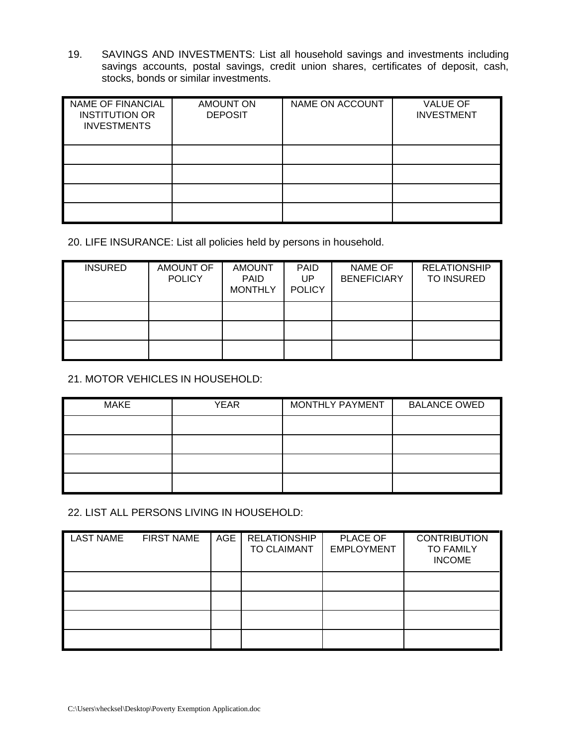19. SAVINGS AND INVESTMENTS: List all household savings and investments including savings accounts, postal savings, credit union shares, certificates of deposit, cash, stocks, bonds or similar investments.

| NAME OF FINANCIAL INSTITUTION OR INVESTMENTS | AMOUNT ON DEPOSIT | NAME ON ACCOUNT | VALUE OF INVESTMENT |
|---|---|---|---|
| | | | |
| | | | |
| | | | |
| | | | |

20. LIFE INSURANCE: List all policies held by persons in household.

| INSURED | AMOUNT OF POLICY | AMOUNT PAID MONTHLY | PAID UP POLICY | NAME OF BENEFICIARY | RELATIONSHIP TO INSURED |
|---|---|---|---|---|---|
| | | | | | |
| | | | | | |
| | | | | | |

21. MOTOR VEHICLES IN HOUSEHOLD:

| MAKE | YEAR | MONTHLY PAYMENT | BALANCE OWED |
|---|---|---|---|
| | | | |
| | | | |
| | | | |
| | | | |

22. LIST ALL PERSONS LIVING IN HOUSEHOLD:

| LAST NAME FIRST NAME | AGE | RELATIONSHIP TO CLAIMANT | PLACE OF EMPLOYMENT | CONTRIBUTION TO FAMILY INCOME |
|---|---|---|---|---|
| | | | | |
| | | | | |
| | | | | |
| | | | | |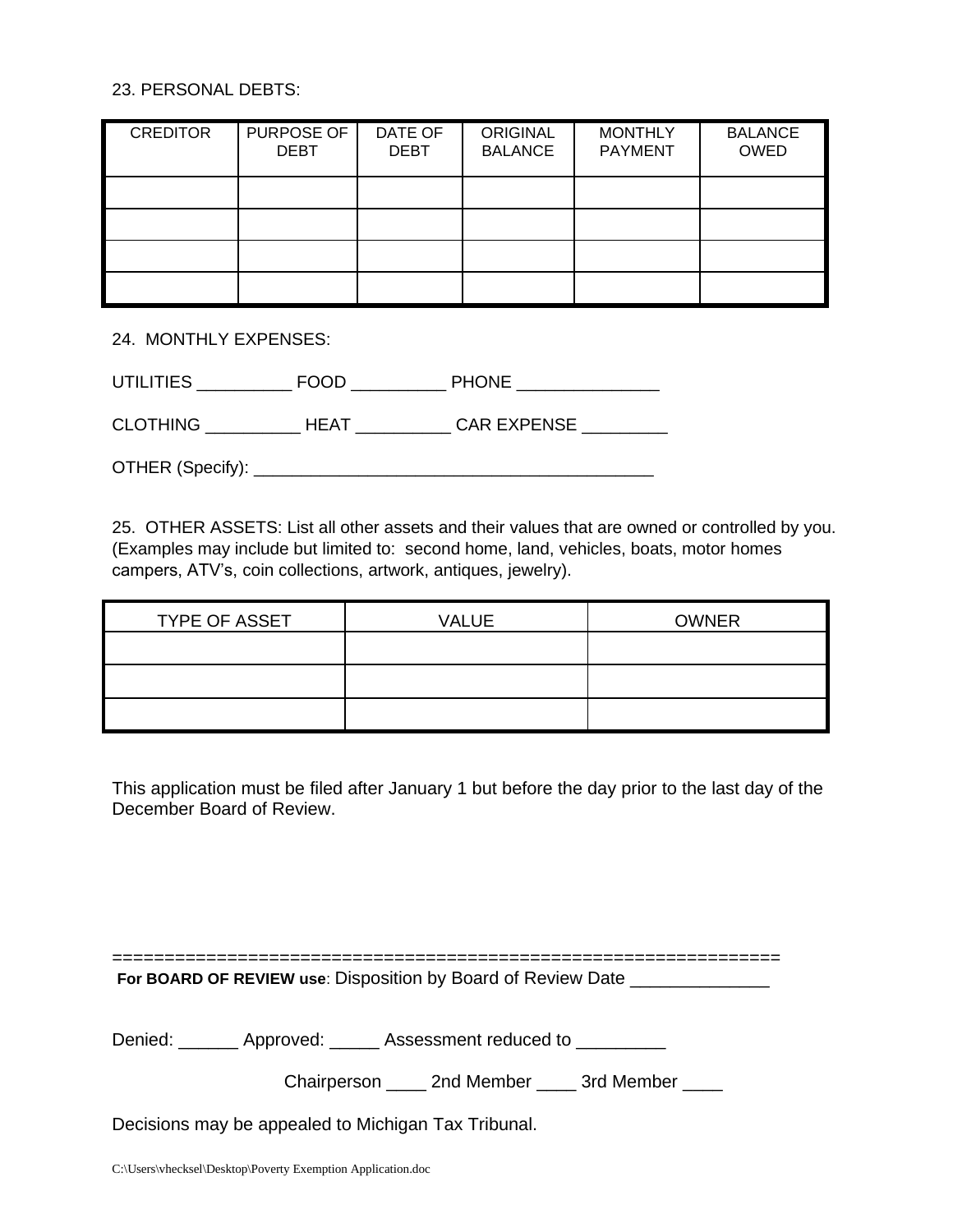23. PERSONAL DEBTS:

| CREDITOR | PURPOSE OF DEBT | DATE OF DEBT | ORIGINAL BALANCE | MONTHLY PAYMENT | BALANCE OWED |
|---|---|---|---|---|---|
| | | | | | |
| | | | | | |
| | | | | | |
| | | | | | |

24. MONTHLY EXPENSES:

UTILITIES __________ FOOD __________ PHONE _______________

CLOTHING __________ HEAT __________ CAR EXPENSE _________

OTHER (Specify): __________________________________________

25. OTHER ASSETS: List all other assets and their values that are owned or controlled by you. (Examples may include but limited to: second home, land, vehicles, boats, motor homes campers, ATV's, coin collections, artwork, antiques, jewelry).

| TYPE OF ASSET | VALUE | OWNER |
|---|---|---|
| | | |
| | | |
| | | |

This application must be filed after January 1 but before the day prior to the last day of the December Board of Review.

================================================================

**For BOARD OF REVIEW use**: Disposition by Board of Review Date ______________

Denied: ______ Approved: _____ Assessment reduced to _________

Chairperson ____ 2nd Member ____ 3rd Member ____

Decisions may be appealed to Michigan Tax Tribunal.

C:\Users\vhecksel\Desktop\Poverty Exemption Application.doc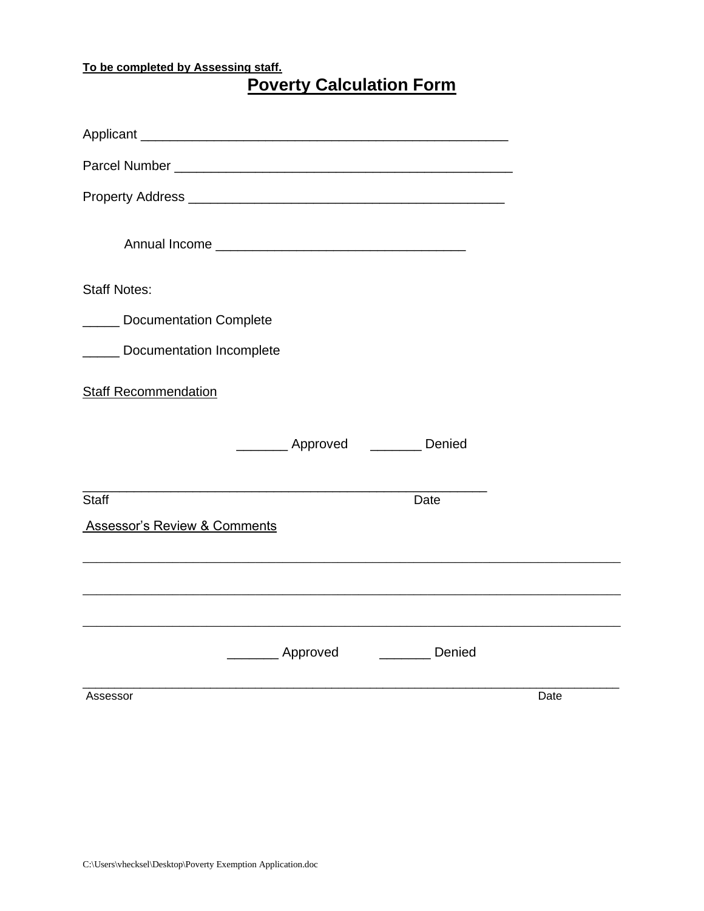**To be completed by Assessing staff.**

# Poverty Calculation Form

Applicant ___________________________________________________

Parcel Number _______________________________________________

Property Address ____________________________________________

Annual Income ___________________________________

Staff Notes:

_____ Documentation Complete

_____ Documentation Incomplete

Staff Recommendation

_______ Approved _______ Denied

_________________________________________________________

Staff Date

Assessor's Review & Comments

___________________________________________________________________________

___________________________________________________________________________

___________________________________________________________________________

_______ Approved _______ Denied

___________________________________________________________________________

Assessor Date

C:\Users\vhecksel\Desktop\Poverty Exemption Application.doc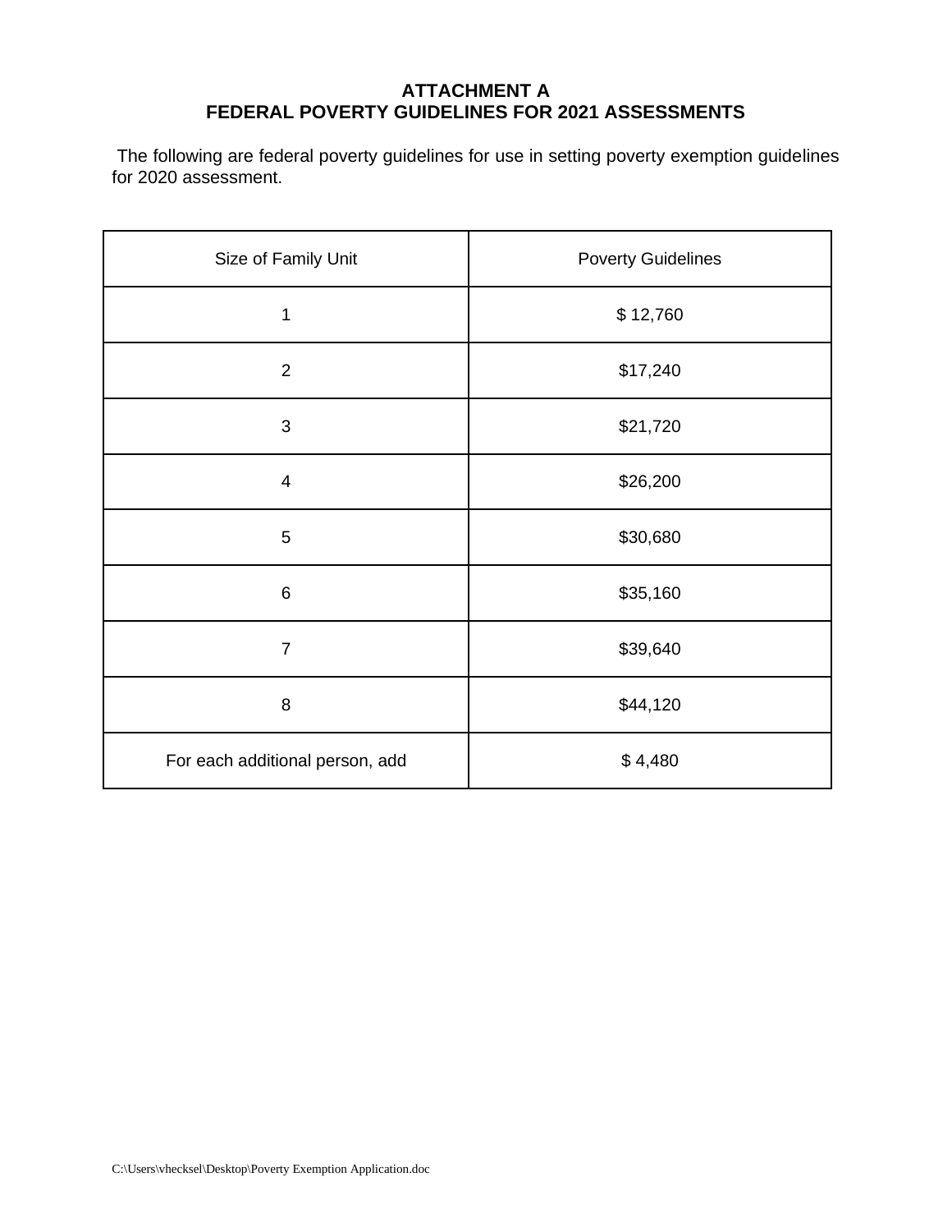**ATTACHMENT A**
**FEDERAL POVERTY GUIDELINES FOR 2021 ASSESSMENTS**

The following are federal poverty guidelines for use in setting poverty exemption guidelines for 2020 assessment.

| Size of Family Unit | Poverty Guidelines |
|---|---|
| 1 | $ 12,760 |
| 2 | $17,240 |
| 3 | $21,720 |
| 4 | $26,200 |
| 5 | $30,680 |
| 6 | $35,160 |
| 7 | $39,640 |
| 8 | $44,120 |
| For each additional person, add | $ 4,480 |

C:\Users\vhecksel\Desktop\Poverty Exemption Application.doc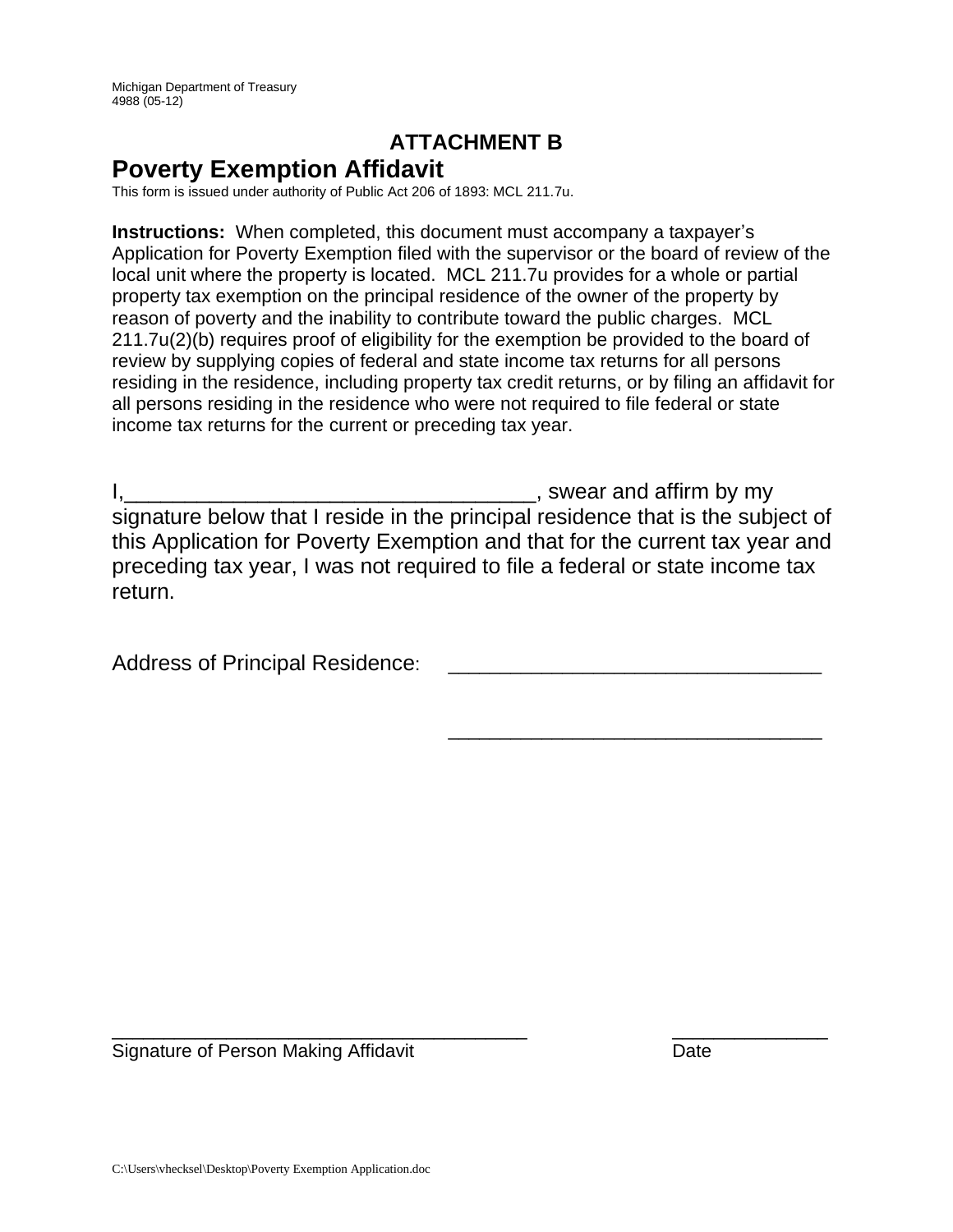Michigan Department of Treasury
4988 (05-12)

## ATTACHMENT B

# Poverty Exemption Affidavit

This form is issued under authority of Public Act 206 of 1893: MCL 211.7u.

**Instructions:** When completed, this document must accompany a taxpayer's Application for Poverty Exemption filed with the supervisor or the board of review of the local unit where the property is located. MCL 211.7u provides for a whole or partial property tax exemption on the principal residence of the owner of the property by reason of poverty and the inability to contribute toward the public charges. MCL 211.7u(2)(b) requires proof of eligibility for the exemption be provided to the board of review by supplying copies of federal and state income tax returns for all persons residing in the residence, including property tax credit returns, or by filing an affidavit for all persons residing in the residence who were not required to file federal or state income tax returns for the current or preceding tax year.

I,__________________________________, swear and affirm by my signature below that I reside in the principal residence that is the subject of this Application for Poverty Exemption and that for the current tax year and preceding tax year, I was not required to file a federal or state income tax return.

Address of Principal Residence: ________________________________

________________________________

______________________________________ ______________
Signature of Person Making Affidavit Date

C:\Users\vhecksel\Desktop\Poverty Exemption Application.doc